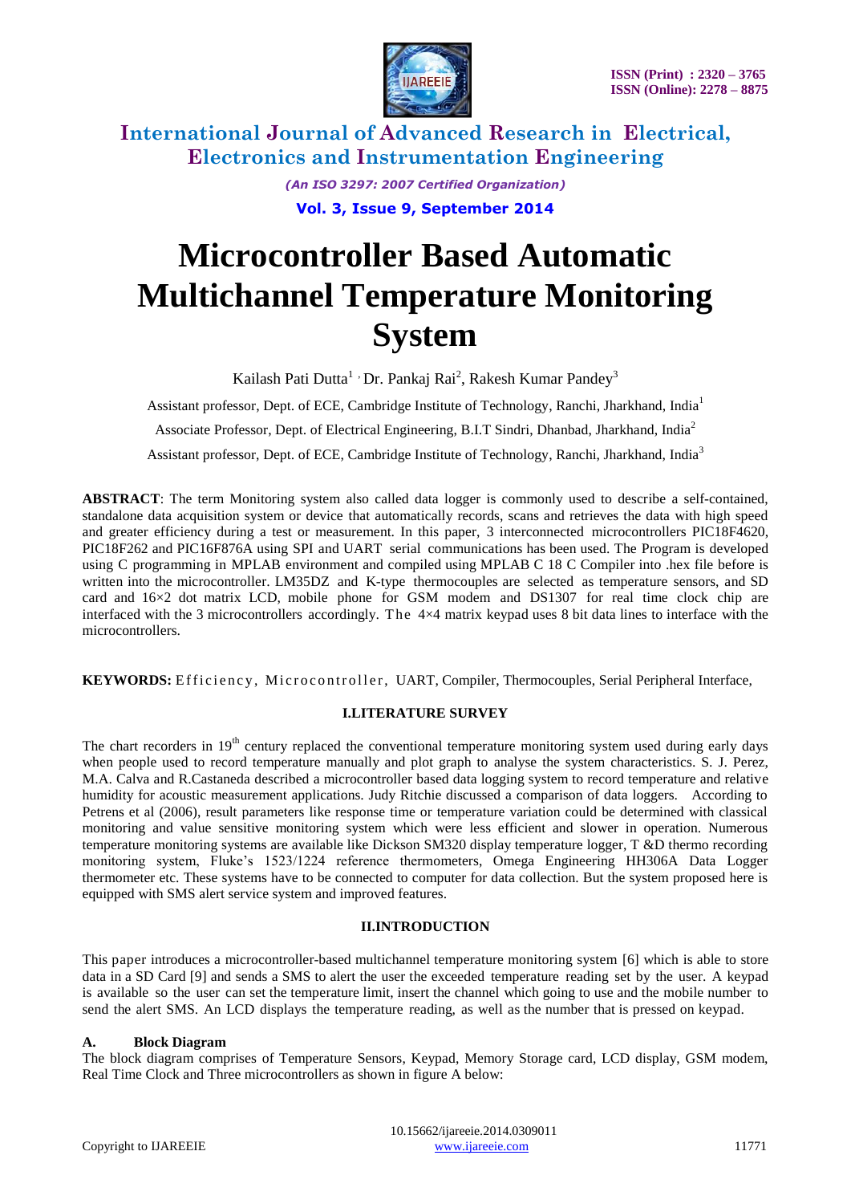# Microcontroller Based Automatic Multichannel Temperature Monitoring System

Kailash Pati Dutta[1], Dr. Pankaj Rai[2], Rakesh Kumar Pandey[3]

Assistant professor, Dept. of ECE, Cambridge Institute of Technology, Ranchi, Jharkhand, India[1]

Associate Professor, Dept. of Electrical Engineering, B.I.T Sindri, Dhanbad, Jharkhand, India[2]

Assistant professor, Dept. of ECE, Cambridge Institute of Technology, Ranchi, Jharkhand, India[3]

**ABSTRACT**: The term Monitoring system also called data logger is commonly used to describe a self-contained, standalone data acquisition system or device that automatically records, scans and retrieves the data with high speed and greater efficiency during a test or measurement. In this paper, 3 interconnected microcontrollers PIC18F4620, PIC18F262 and PIC16F876A using SPI and UART serial communications has been used. The Program is developed using C programming in MPLAB environment and compiled using MPLAB C 18 C Compiler into .hex file before is written into the microcontroller. LM35DZ and K-type thermocouples are selected as temperature sensors, and SD card and 16×2 dot matrix LCD, mobile phone for GSM modem and DS1307 for real time clock chip are interfaced with the 3 microcontrollers accordingly. The 4×4 matrix keypad uses 8 bit data lines to interface with the microcontrollers.

**KEYWORDS:** Efficiency, Microcontroller, UART, Compiler, Thermocouples, Serial Peripheral Interface,

## I.LITERATURE SURVEY

The chart recorders in 19th century replaced the conventional temperature monitoring system used during early days when people used to record temperature manually and plot graph to analyse the system characteristics. S. J. Perez, M.A. Calva and R.Castaneda described a microcontroller based data logging system to record temperature and relative humidity for acoustic measurement applications. Judy Ritchie discussed a comparison of data loggers. According to Petrens et al (2006), result parameters like response time or temperature variation could be determined with classical monitoring and value sensitive monitoring system which were less efficient and slower in operation. Numerous temperature monitoring systems are available like Dickson SM320 display temperature logger, T &D thermo recording monitoring system, Fluke's 1523/1224 reference thermometers, Omega Engineering HH306A Data Logger thermometer etc. These systems have to be connected to computer for data collection. But the system proposed here is equipped with SMS alert service system and improved features.

## II.INTRODUCTION

This paper introduces a microcontroller-based multichannel temperature monitoring system [6] which is able to store data in a SD Card [9] and sends a SMS to alert the user the exceeded temperature reading set by the user. A keypad is available so the user can set the temperature limit, insert the channel which going to use and the mobile number to send the alert SMS. An LCD displays the temperature reading, as well as the number that is pressed on keypad.

### A. Block Diagram

The block diagram comprises of Temperature Sensors, Keypad, Memory Storage card, LCD display, GSM modem, Real Time Clock and Three microcontrollers as shown in figure A below: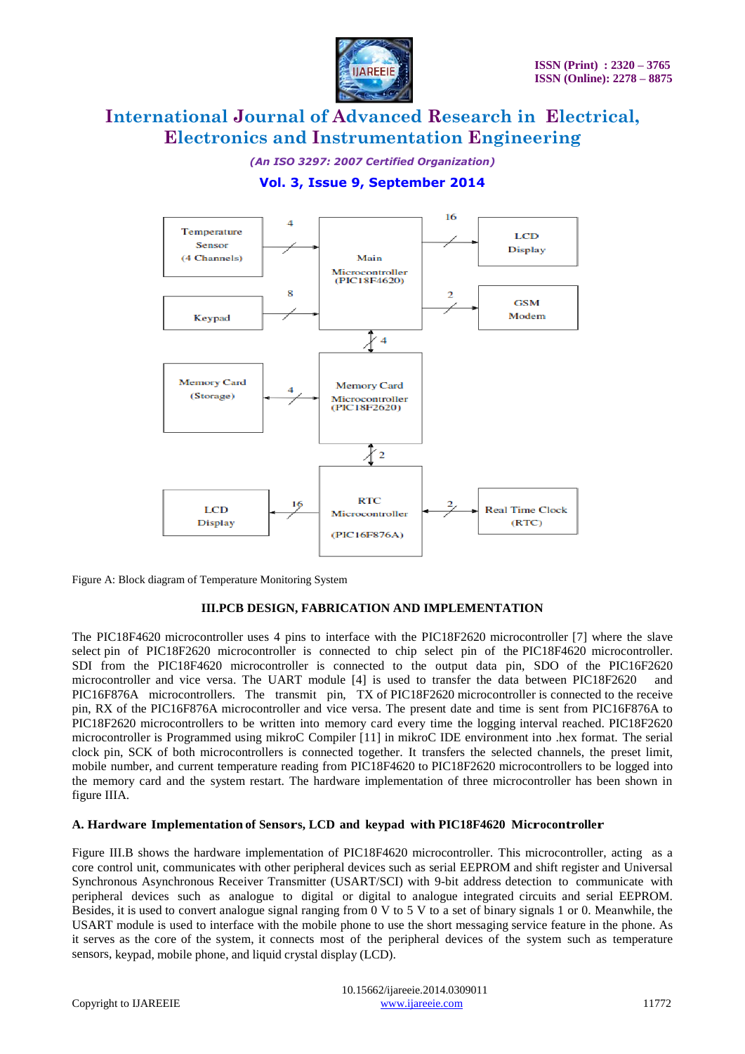Figure A: Block diagram of Temperature Monitoring System

## III.PCB DESIGN, FABRICATION AND IMPLEMENTATION

The PIC18F4620 microcontroller uses 4 pins to interface with the PIC18F2620 microcontroller [7] where the slave select pin of PIC18F2620 microcontroller is connected to chip select pin of the PIC18F4620 microcontroller. SDI from the PIC18F4620 microcontroller is connected to the output data pin, SDO of the PIC16F2620 microcontroller and vice versa. The UART module [4] is used to transfer the data between PIC18F2620 and PIC16F876A microcontrollers. The transmit pin, TX of PIC18F2620 microcontroller is connected to the receive pin, RX of the PIC16F876A microcontroller and vice versa. The present date and time is sent from PIC16F876A to PIC18F2620 microcontrollers to be written into memory card every time the logging interval reached. PIC18F2620 microcontroller is Programmed using mikroC Compiler [11] in mikroC IDE environment into .hex format. The serial clock pin, SCK of both microcontrollers is connected together. It transfers the selected channels, the preset limit, mobile number, and current temperature reading from PIC18F4620 to PIC18F2620 microcontrollers to be logged into the memory card and the system restart. The hardware implementation of three microcontroller has been shown in figure IIIA.

### A. Hardware Implementation of Sensors, LCD and keypad with PIC18F4620 Microcontroller

Figure III.B shows the hardware implementation of PIC18F4620 microcontroller. This microcontroller, acting as a core control unit, communicates with other peripheral devices such as serial EEPROM and shift register and Universal Synchronous Asynchronous Receiver Transmitter (USART/SCI) with 9-bit address detection to communicate with peripheral devices such as analogue to digital or digital to analogue integrated circuits and serial EEPROM. Besides, it is used to convert analogue signal ranging from 0 V to 5 V to a set of binary signals 1 or 0. Meanwhile, the USART module is used to interface with the mobile phone to use the short messaging service feature in the phone. As it serves as the core of the system, it connects most of the peripheral devices of the system such as temperature sensors, keypad, mobile phone, and liquid crystal display (LCD).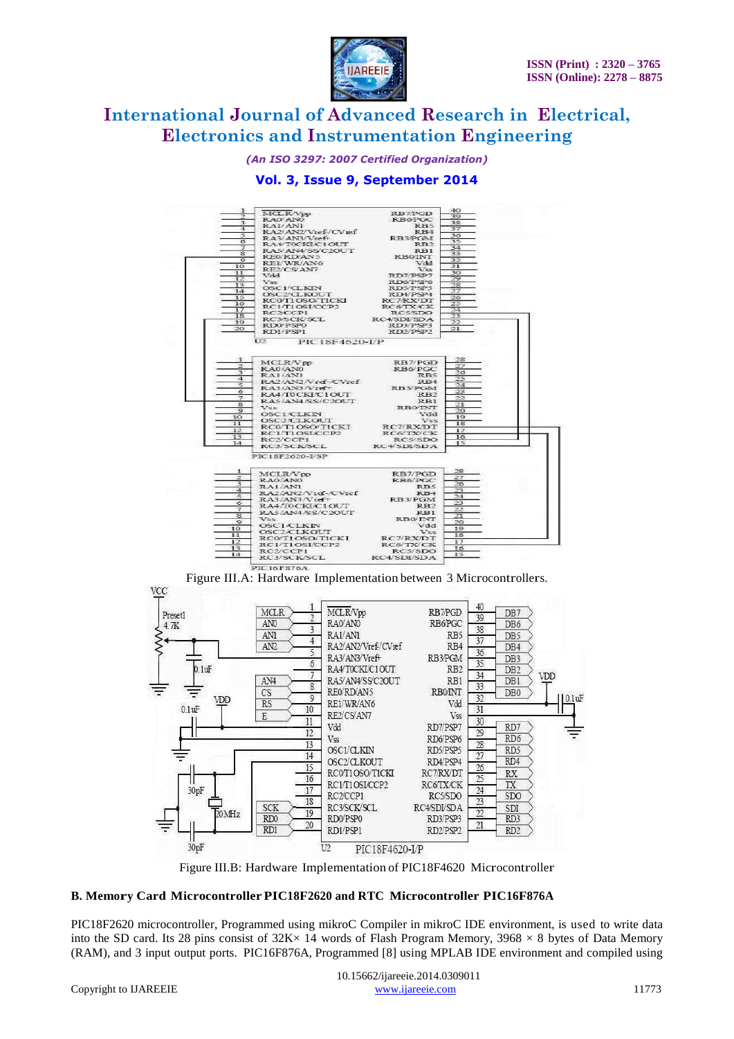Figure III.A: Hardware Implementation between 3 Microcontrollers.

Figure III.B: Hardware Implementation of PIC18F4620 Microcontroller

**B. Memory Card Microcontroller PIC18F2620 and RTC Microcontroller PIC16F876A**

PIC18F2620 microcontroller, Programmed using mikroC Compiler in mikroC IDE environment, is used to write data into the SD card. Its 28 pins consist of 32K× 14 words of Flash Program Memory, 3968 × 8 bytes of Data Memory (RAM), and 3 input output ports. PIC16F876A, Programmed [8] using MPLAB IDE environment and compiled using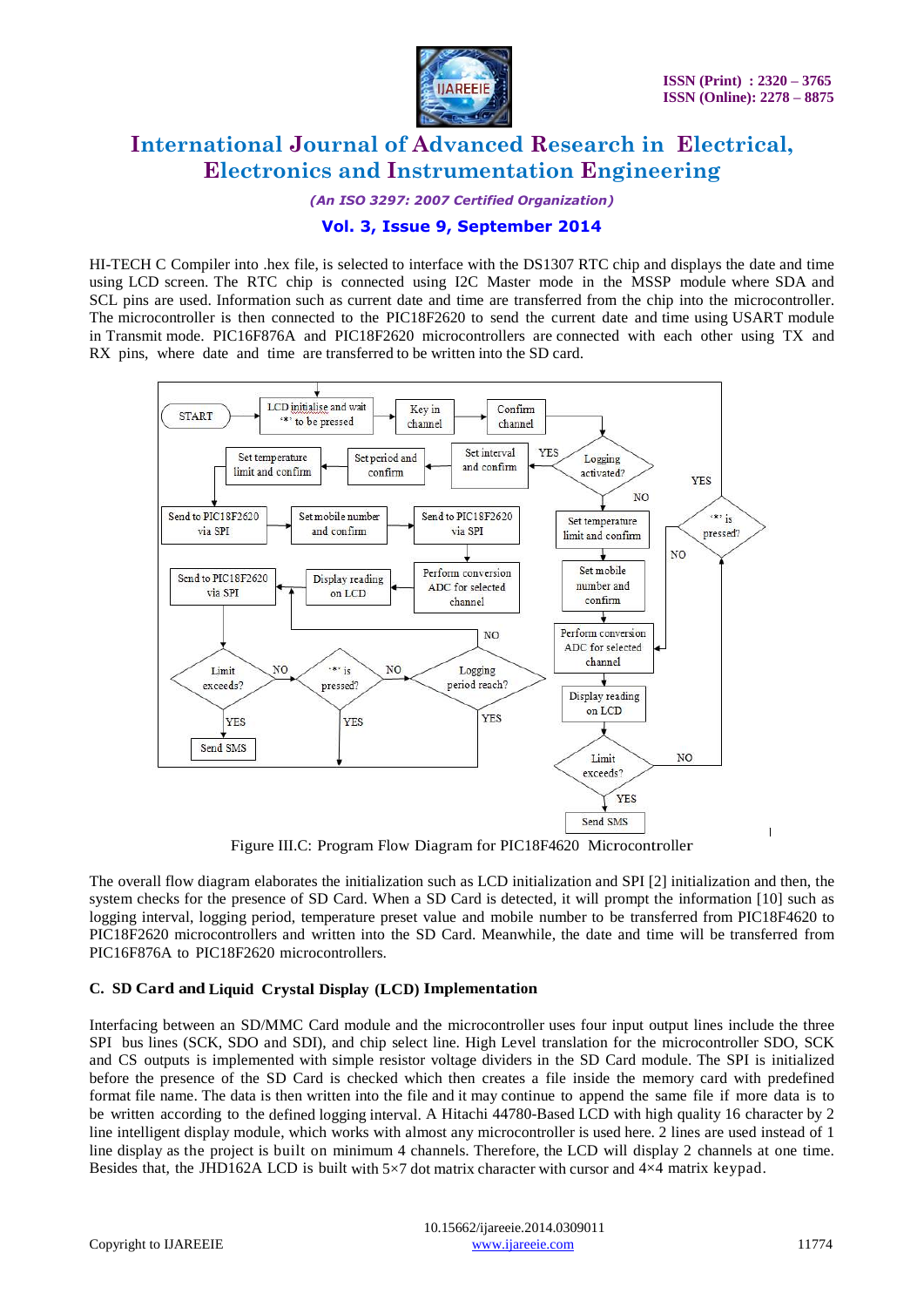HI-TECH C Compiler into .hex file, is selected to interface with the DS1307 RTC chip and displays the date and time using LCD screen. The RTC chip is connected using I2C Master mode in the MSSP module where SDA and SCL pins are used. Information such as current date and time are transferred from the chip into the microcontroller. The microcontroller is then connected to the PIC18F2620 to send the current date and time using USART module in Transmit mode. PIC16F876A and PIC18F2620 microcontrollers are connected with each other using TX and RX pins, where date and time are transferred to be written into the SD card.

Figure III.C: Program Flow Diagram for PIC18F4620 Microcontroller

The overall flow diagram elaborates the initialization such as LCD initialization and SPI [2] initialization and then, the system checks for the presence of SD Card. When a SD Card is detected, it will prompt the information [10] such as logging interval, logging period, temperature preset value and mobile number to be transferred from PIC18F4620 to PIC18F2620 microcontrollers and written into the SD Card. Meanwhile, the date and time will be transferred from PIC16F876A to PIC18F2620 microcontrollers.

### C. SD Card and Liquid Crystal Display (LCD) Implementation

Interfacing between an SD/MMC Card module and the microcontroller uses four input output lines include the three SPI bus lines (SCK, SDO and SDI), and chip select line. High Level translation for the microcontroller SDO, SCK and CS outputs is implemented with simple resistor voltage dividers in the SD Card module. The SPI is initialized before the presence of the SD Card is checked which then creates a file inside the memory card with predefined format file name. The data is then written into the file and it may continue to append the same file if more data is to be written according to the defined logging interval. A Hitachi 44780-Based LCD with high quality 16 character by 2 line intelligent display module, which works with almost any microcontroller is used here. 2 lines are used instead of 1 line display as the project is built on minimum 4 channels. Therefore, the LCD will display 2 channels at one time. Besides that, the JHD162A LCD is built with 5×7 dot matrix character with cursor and 4×4 matrix keypad.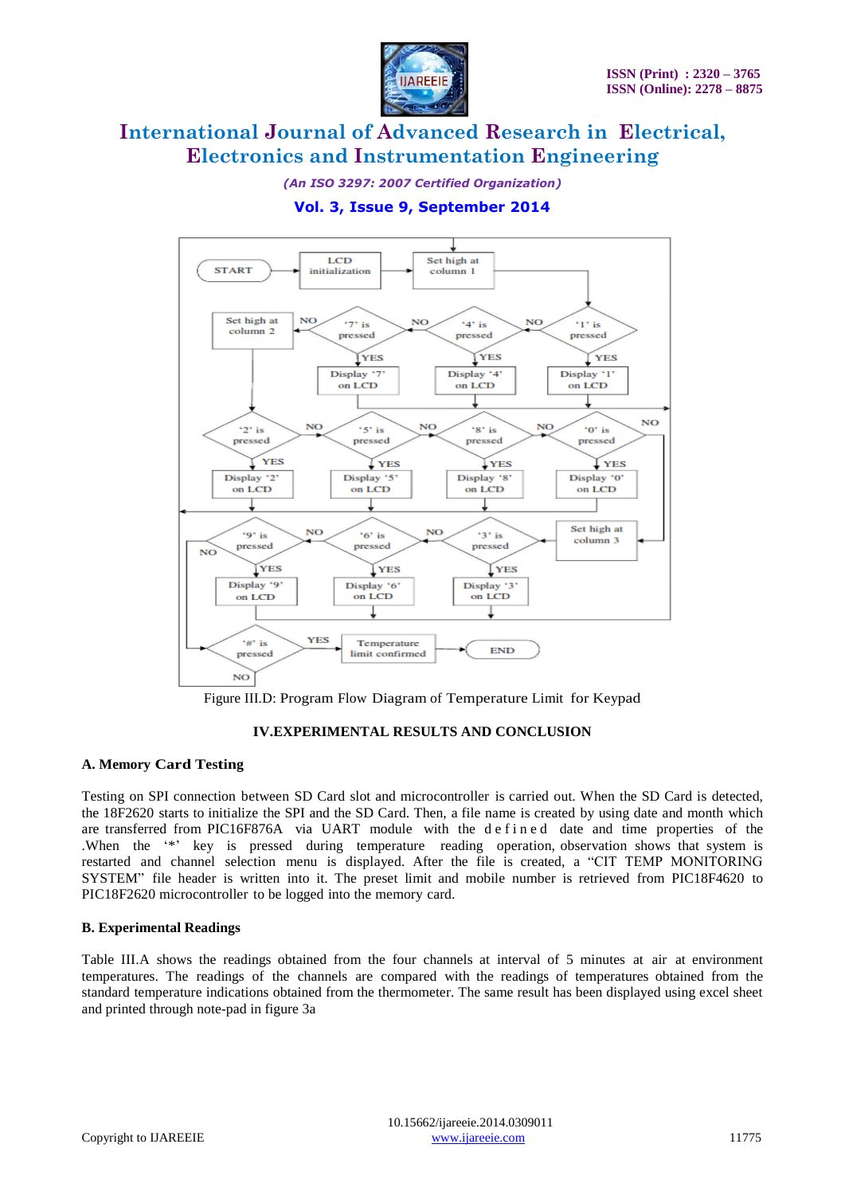Figure III.D: Program Flow Diagram of Temperature Limit for Keypad

## IV.EXPERIMENTAL RESULTS AND CONCLUSION

### A. Memory Card Testing

Testing on SPI connection between SD Card slot and microcontroller is carried out. When the SD Card is detected, the 18F2620 starts to initialize the SPI and the SD Card. Then, a file name is created by using date and month which are transferred from PIC16F876A via UART module with the defined date and time properties of the .When the '*' key is pressed during temperature reading operation, observation shows that system is restarted and channel selection menu is displayed. After the file is created, a "CIT TEMP MONITORING SYSTEM" file header is written into it. The preset limit and mobile number is retrieved from PIC18F4620 to PIC18F2620 microcontroller to be logged into the memory card.

### B. Experimental Readings

Table III.A shows the readings obtained from the four channels at interval of 5 minutes at air at environment temperatures. The readings of the channels are compared with the readings of temperatures obtained from the standard temperature indications obtained from the thermometer. The same result has been displayed using excel sheet and printed through note-pad in figure 3a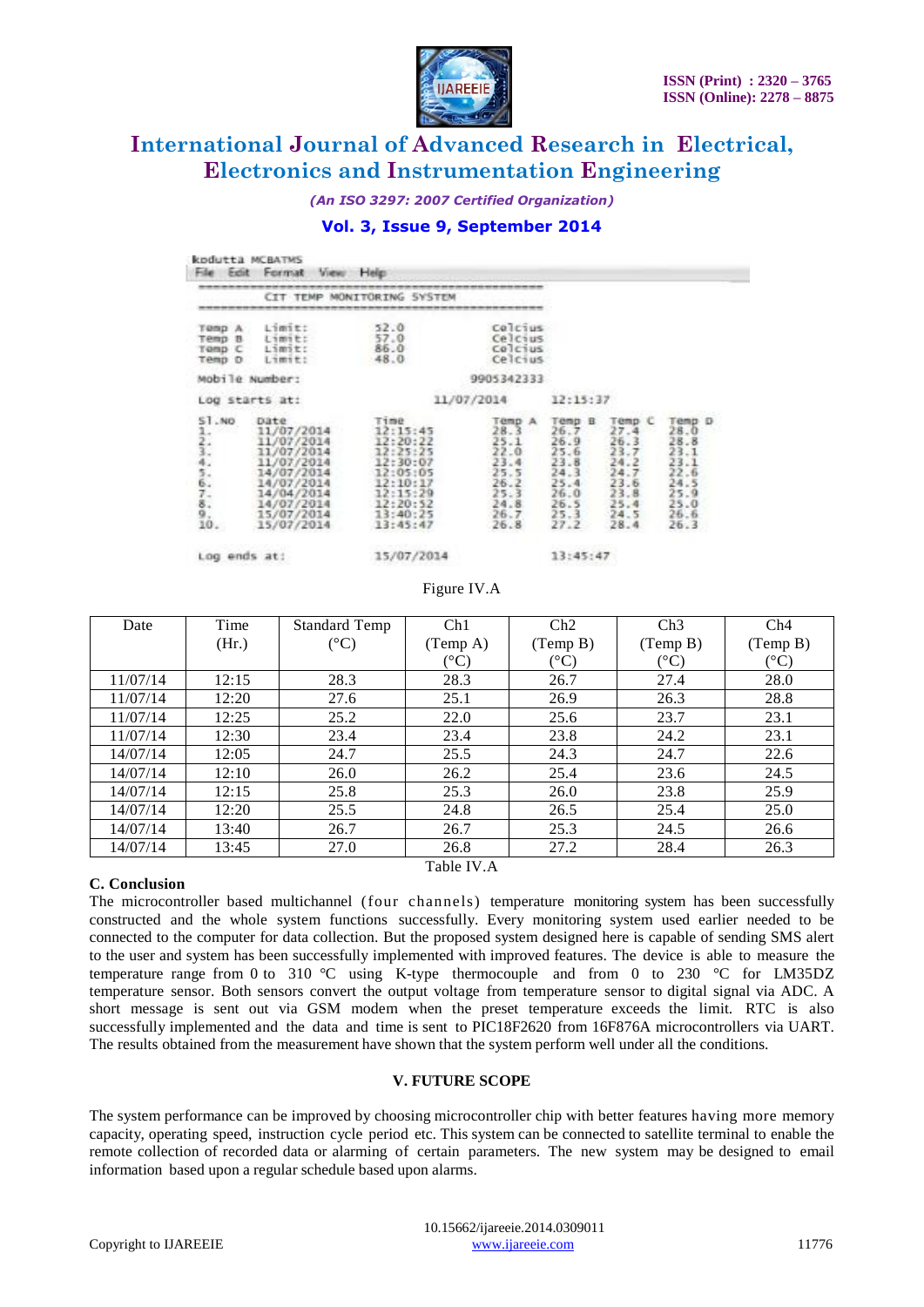```
kodutta MCBATMS
File  Edit  Format  View  Help
------------------------------------------------
        CIT TEMP MONITORING SYSTEM
------------------------------------------------
Temp A   Limit:          52.0              Celcius
Temp B   Limit:          57.0              Celcius
Temp C   Limit:          86.0              Celcius
Temp D   Limit:          48.0              Celcius

Mobile Number:                             9905342333

Log starts at:                 11/07/2014          12:15:37

Sl.NO    Date          Time          Temp A   Temp B   Temp C   Temp D
1.       11/07/2014    12:15:45      28.3     26.7     27.4     28.0
2.       11/07/2014    12:20:22      25.1     26.9     26.3     28.8
3.       11/07/2014    12:25:25      22.0     25.6     23.7     23.1
4.       11/07/2014    12:30:07      23.4     23.8     24.2     23.1
5.       14/07/2014    12:05:05      25.5     24.3     24.7     22.6
6.       14/07/2014    12:10:17      26.2     25.4     23.6     24.5
7.       14/04/2014    12:15:29      25.3     26.0     23.8     25.9
8.       14/07/2014    12:20:52      24.8     26.5     25.4     25.0
9.       15/07/2014    13:40:25      26.7     25.3     24.5     26.6
10.      15/07/2014    13:45:47      26.8     27.2     28.4     26.3

Log ends at:                   15/07/2014          13:45:47
```

Figure IV.A

| Date | Time (Hr.) | Standard Temp (°C) | Ch1 (Temp A) (°C) | Ch2 (Temp B) (°C) | Ch3 (Temp B) (°C) | Ch4 (Temp B) (°C) |
|---|---|---|---|---|---|---|
| 11/07/14 | 12:15 | 28.3 | 28.3 | 26.7 | 27.4 | 28.0 |
| 11/07/14 | 12:20 | 27.6 | 25.1 | 26.9 | 26.3 | 28.8 |
| 11/07/14 | 12:25 | 25.2 | 22.0 | 25.6 | 23.7 | 23.1 |
| 11/07/14 | 12:30 | 23.4 | 23.4 | 23.8 | 24.2 | 23.1 |
| 14/07/14 | 12:05 | 24.7 | 25.5 | 24.3 | 24.7 | 22.6 |
| 14/07/14 | 12:10 | 26.0 | 26.2 | 25.4 | 23.6 | 24.5 |
| 14/07/14 | 12:15 | 25.8 | 25.3 | 26.0 | 23.8 | 25.9 |
| 14/07/14 | 12:20 | 25.5 | 24.8 | 26.5 | 25.4 | 25.0 |
| 14/07/14 | 13:40 | 26.7 | 26.7 | 25.3 | 24.5 | 26.6 |
| 14/07/14 | 13:45 | 27.0 | 26.8 | 27.2 | 28.4 | 26.3 |

Table IV.A

### C. Conclusion

The microcontroller based multichannel (four channels) temperature monitoring system has been successfully constructed and the whole system functions successfully. Every monitoring system used earlier needed to be connected to the computer for data collection. But the proposed system designed here is capable of sending SMS alert to the user and system has been successfully implemented with improved features. The device is able to measure the temperature range from 0 to 310 °C using K-type thermocouple and from 0 to 230 °C for LM35DZ temperature sensor. Both sensors convert the output voltage from temperature sensor to digital signal via ADC. A short message is sent out via GSM modem when the preset temperature exceeds the limit. RTC is also successfully implemented and the data and time is sent to PIC18F2620 from 16F876A microcontrollers via UART. The results obtained from the measurement have shown that the system perform well under all the conditions.

## V. FUTURE SCOPE

The system performance can be improved by choosing microcontroller chip with better features having more memory capacity, operating speed, instruction cycle period etc. This system can be connected to satellite terminal to enable the remote collection of recorded data or alarming of certain parameters. The new system may be designed to email information based upon a regular schedule based upon alarms.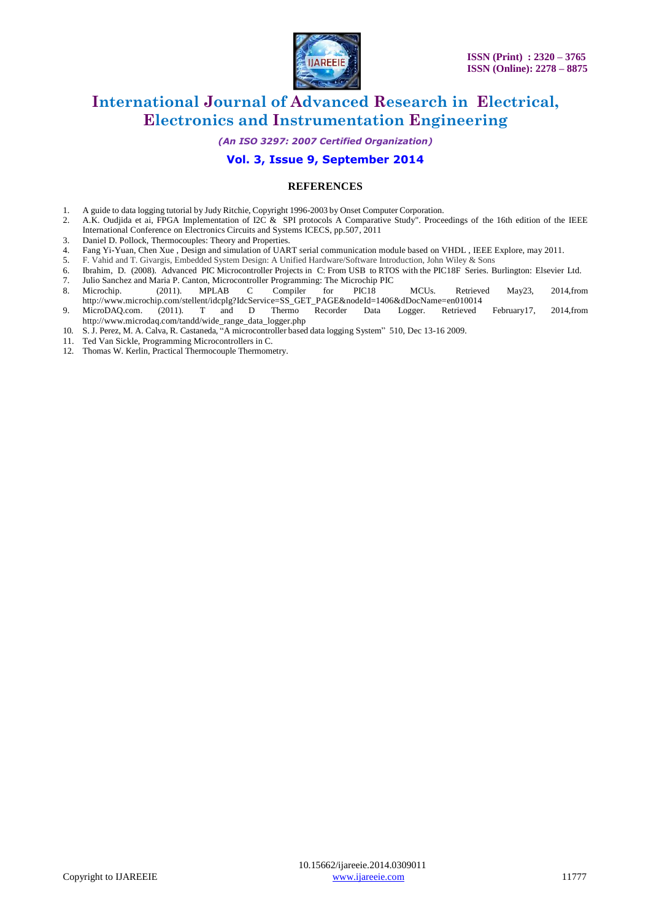## REFERENCES

1. A guide to data logging tutorial by Judy Ritchie, Copyright 1996-2003 by Onset Computer Corporation.
2. A.K. Oudjida et ai, FPGA Implementation of I2C & SPI protocols A Comparative Study". Proceedings of the 16th edition of the IEEE International Conference on Electronics Circuits and Systems ICECS, pp.507, 2011
3. Daniel D. Pollock, Thermocouples: Theory and Properties.
4. Fang Yi-Yuan, Chen Xue , Design and simulation of UART serial communication module based on VHDL , IEEE Explore, may 2011.
5. F. Vahid and T. Givargis, Embedded System Design: A Unified Hardware/Software Introduction, John Wiley & Sons
6. Ibrahim, D. (2008). Advanced PIC Microcontroller Projects in C: From USB to RTOS with the PIC18F Series. Burlington: Elsevier Ltd.
7. Julio Sanchez and Maria P. Canton, Microcontroller Programming: The Microchip PIC
8. Microchip. (2011). MPLAB C Compiler for PIC18 MCUs. Retrieved May23, 2014,from http://www.microchip.com/stellent/idcplg?IdcService=SS_GET_PAGE&nodeId=1406&dDocName=en010014
9. MicroDAQ.com. (2011). T and D Thermo Recorder Data Logger. Retrieved February17, 2014,from http://www.microdaq.com/tandd/wide_range_data_logger.php
10. S. J. Perez, M. A. Calva, R. Castaneda, "A microcontroller based data logging System" 510, Dec 13-16 2009.
11. Ted Van Sickle, Programming Microcontrollers in C.
12. Thomas W. Kerlin, Practical Thermocouple Thermometry.